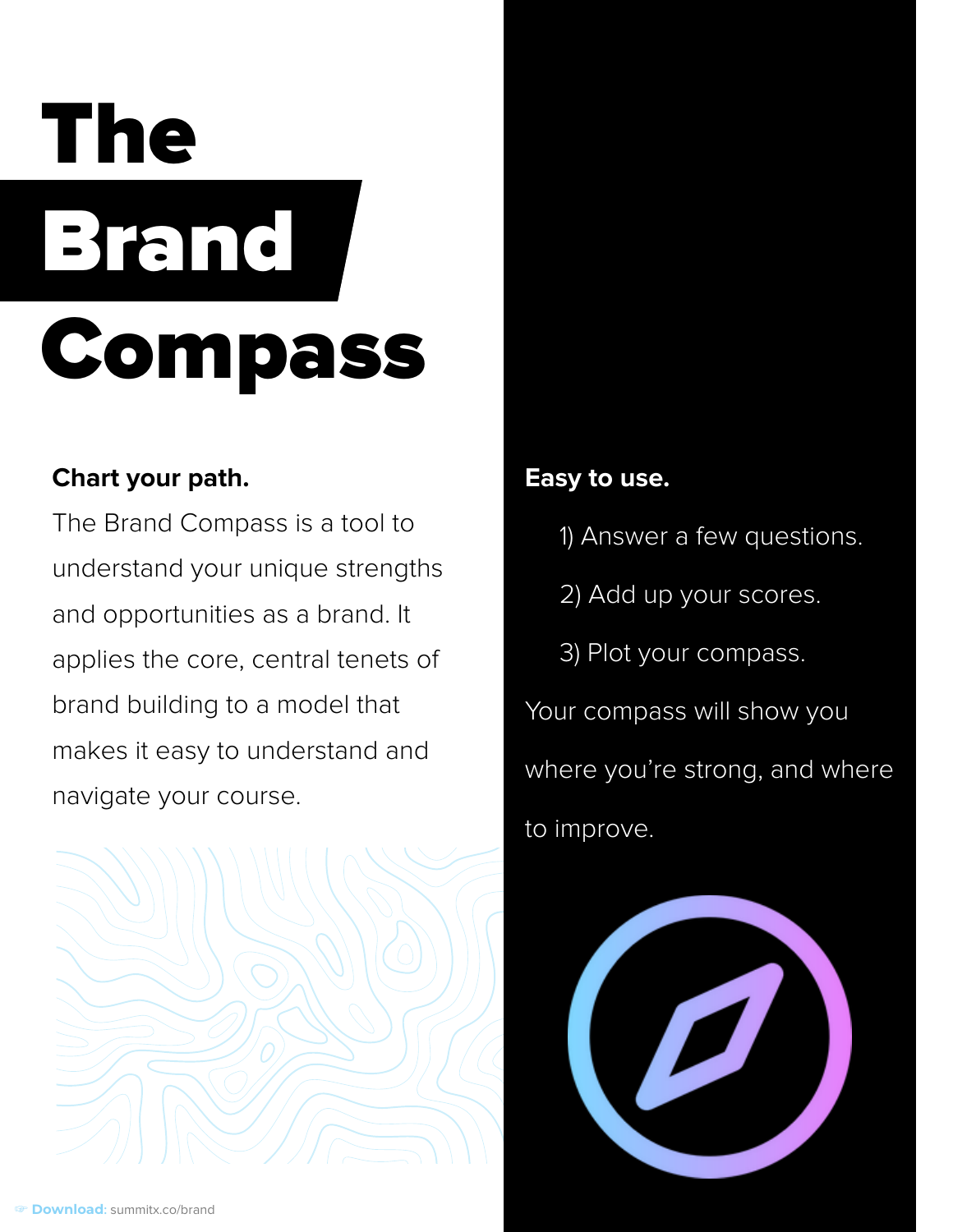# The Brand Compass

**Chart your path.**

The Brand Compass is a tool to understand your unique strengths and opportunities as a brand. It applies the core, central tenets of brand building to a model that makes it easy to understand and navigate your course.

**Easy to use.**

1) Answer a few questions.
2) Add up your scores.
3) Plot your compass.

Your compass will show you where you're strong, and where to improve.

**Download:** summitx.co/brand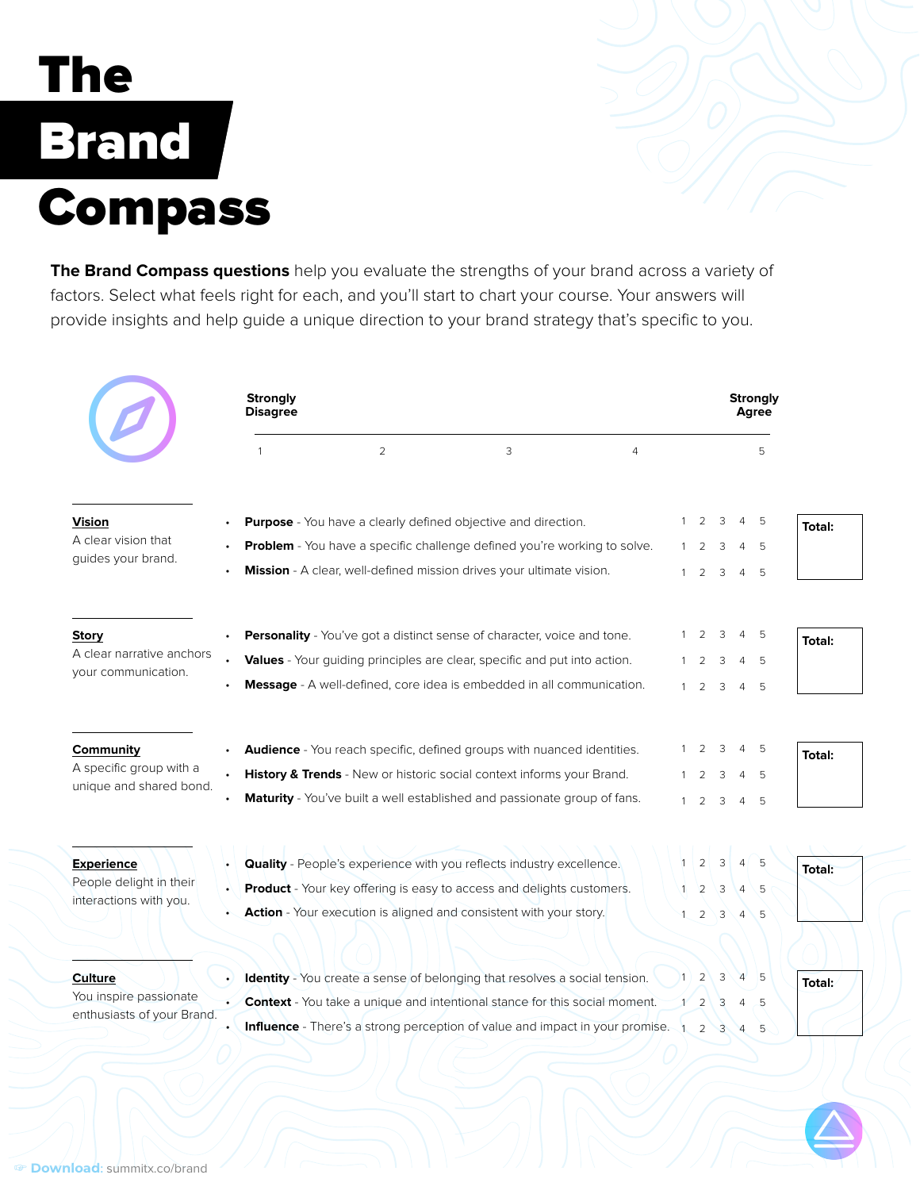# The Brand Compass

**The Brand Compass questions** help you evaluate the strengths of your brand across a variety of factors. Select what feels right for each, and you'll start to chart your course. Your answers will provide insights and help guide a unique direction to your brand strategy that's specific to you.

| Strongly Disagree | | | | Strongly Agree |
|---|---|---|---|---|
| 1 | 2 | 3 | 4 | 5 |

**Vision**
A clear vision that guides your brand.

- **Purpose** - You have a clearly defined objective and direction. 1 2 3 4 5
- **Problem** - You have a specific challenge defined you're working to solve. 1 2 3 4 5
- **Mission** - A clear, well-defined mission drives your ultimate vision. 1 2 3 4 5

Total:

**Story**
A clear narrative anchors your communication.

- **Personality** - You've got a distinct sense of character, voice and tone. 1 2 3 4 5
- **Values** - Your guiding principles are clear, specific and put into action. 1 2 3 4 5
- **Message** - A well-defined, core idea is embedded in all communication. 1 2 3 4 5

Total:

**Community**
A specific group with a unique and shared bond.

- **Audience** - You reach specific, defined groups with nuanced identities. 1 2 3 4 5
- **History & Trends** - New or historic social context informs your Brand. 1 2 3 4 5
- **Maturity** - You've built a well established and passionate group of fans. 1 2 3 4 5

Total:

**Experience**
People delight in their interactions with you.

- **Quality** - People's experience with you reflects industry excellence. 1 2 3 4 5
- **Product** - Your key offering is easy to access and delights customers. 1 2 3 4 5
- **Action** - Your execution is aligned and consistent with your story. 1 2 3 4 5

Total:

**Culture**
You inspire passionate enthusiasts of your Brand.

- **Identity** - You create a sense of belonging that resolves a social tension. 1 2 3 4 5
- **Context** - You take a unique and intentional stance for this social moment. 1 2 3 4 5
- **Influence** - There's a strong perception of value and impact in your promise. 1 2 3 4 5

Total:

**Download:** summitx.co/brand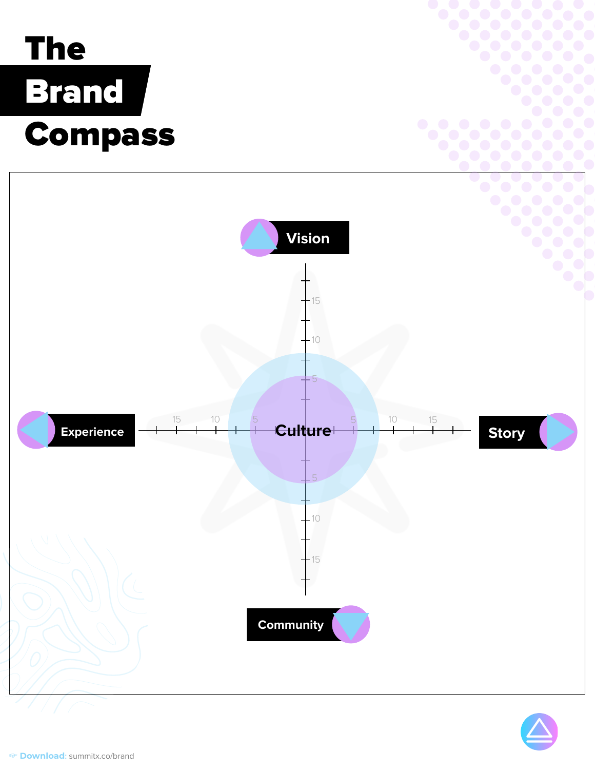# The Brand Compass

Vision

Experience

Culture

Story

Community

15 10 5 5 10 15

Download: summitx.co/brand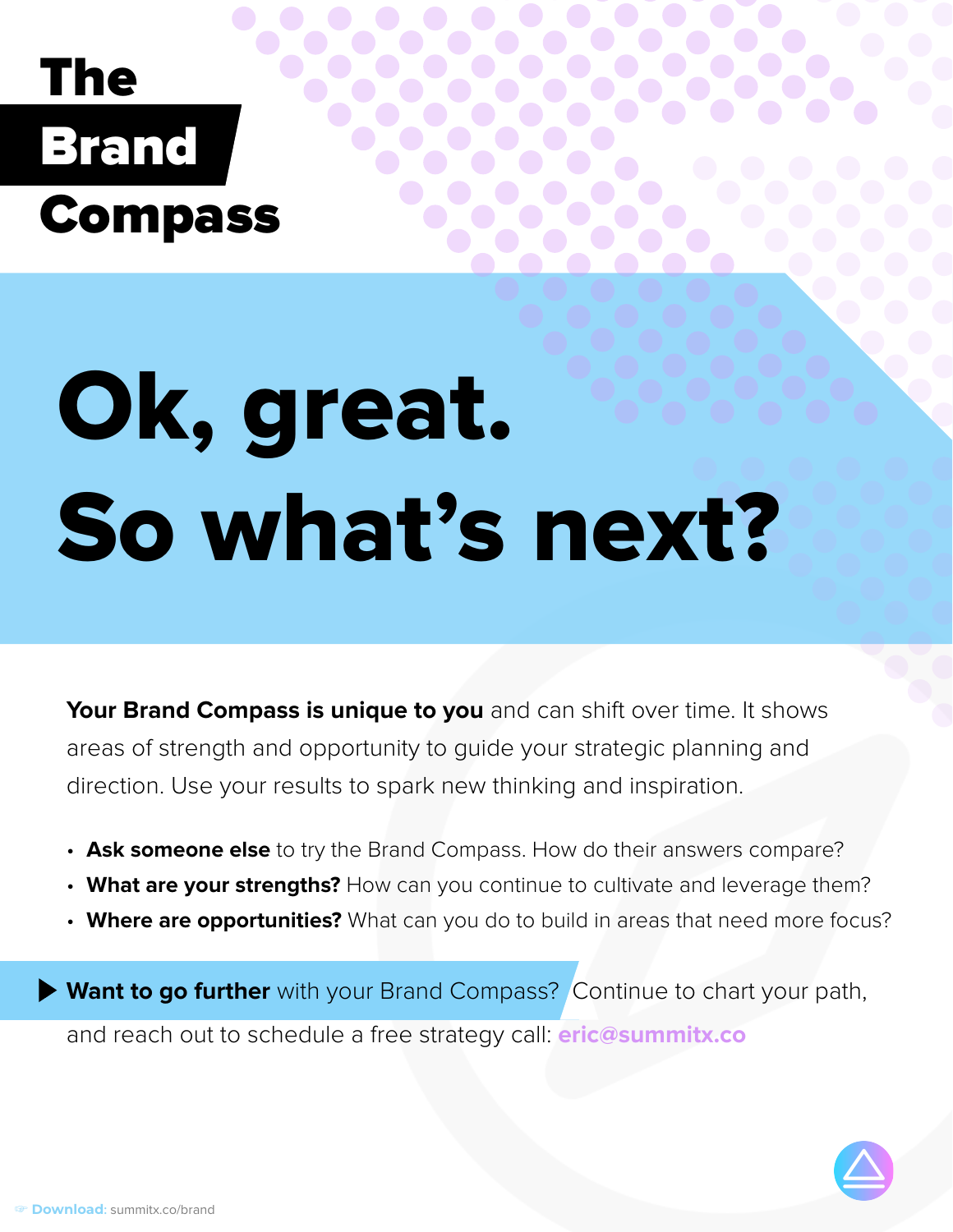# The Brand Compass

## Ok, great. So what's next?

**Your Brand Compass is unique to you** and can shift over time. It shows areas of strength and opportunity to guide your strategic planning and direction. Use your results to spark new thinking and inspiration.

- **Ask someone else** to try the Brand Compass. How do their answers compare?
- **What are your strengths?** How can you continue to cultivate and leverage them?
- **Where are opportunities?** What can you do to build in areas that need more focus?

▶ **Want to go further** with your Brand Compass? Continue to chart your path, and reach out to schedule a free strategy call: **eric@summitx.co**

**Download:** summitx.co/brand